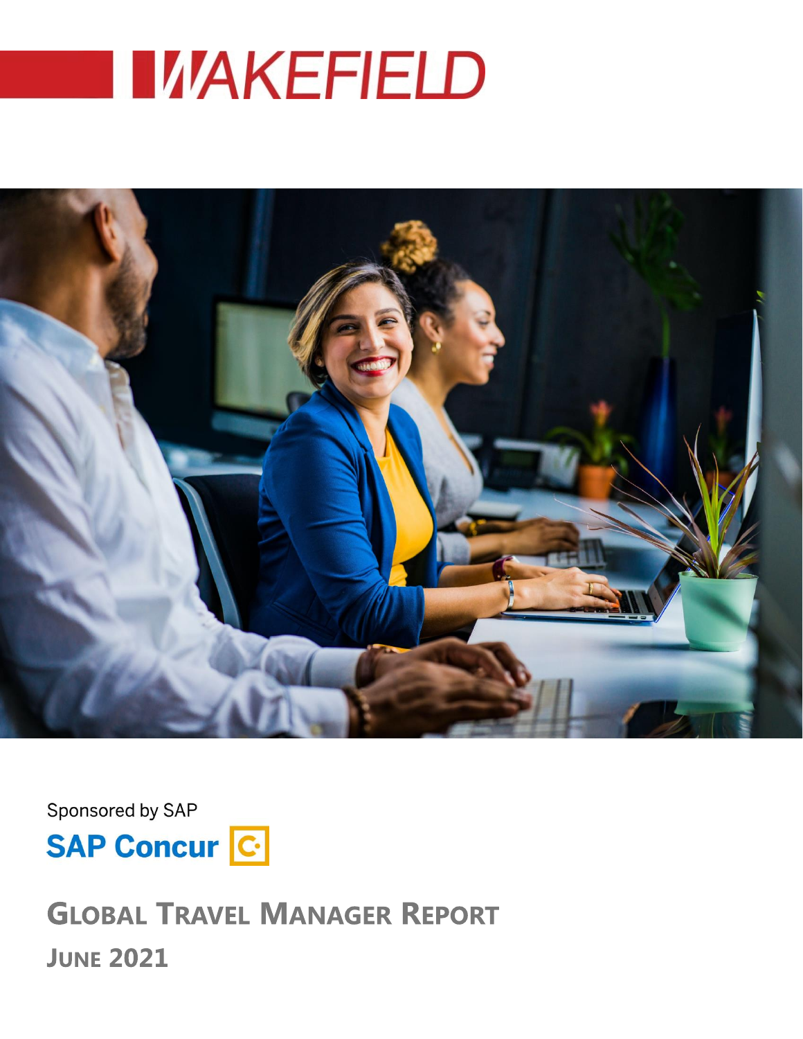# WAKEFIELD

Sponsored by SAP

SAP Concur

## Global Travel Manager Report

June 2021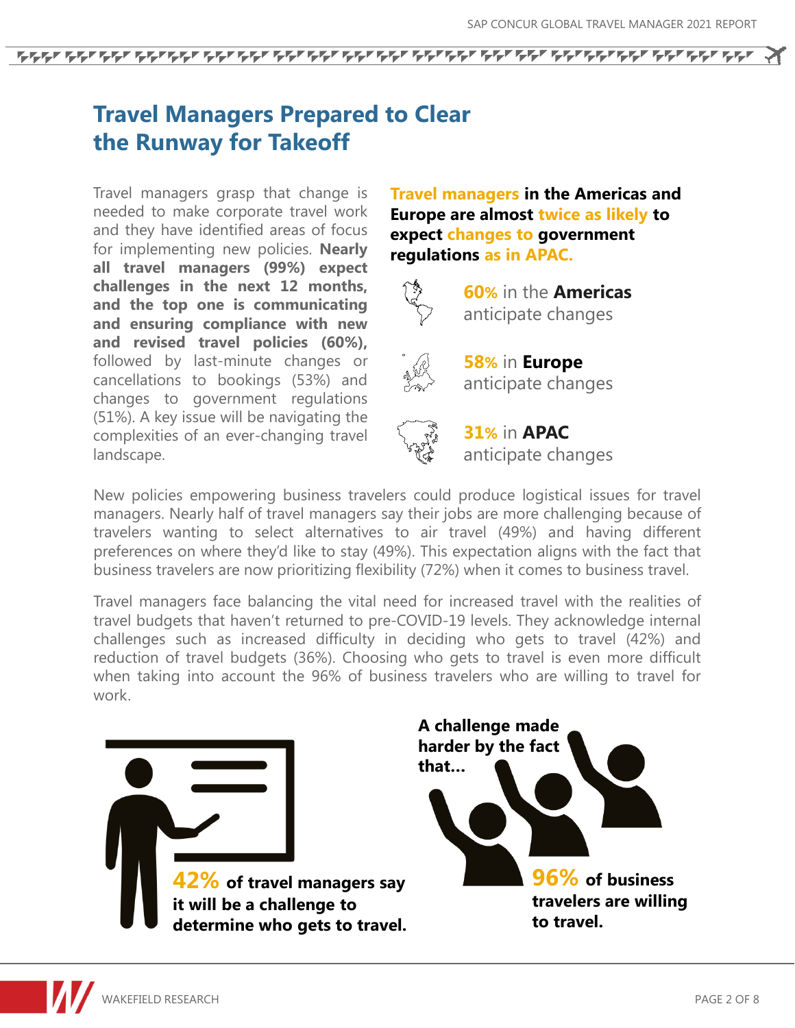# Travel Managers Prepared to Clear the Runway for Takeoff

Travel managers grasp that change is needed to make corporate travel work and they have identified areas of focus for implementing new policies. **Nearly all travel managers (99%) expect challenges in the next 12 months, and the top one is communicating and ensuring compliance with new and revised travel policies (60%),** followed by last-minute changes or cancellations to bookings (53%) and changes to government regulations (51%). A key issue will be navigating the complexities of an ever-changing travel landscape.

**Travel managers in the Americas and Europe are almost twice as likely to expect changes to government regulations as in APAC.**

**60%** in the **Americas** anticipate changes

**58%** in **Europe** anticipate changes

**31%** in **APAC** anticipate changes

New policies empowering business travelers could produce logistical issues for travel managers. Nearly half of travel managers say their jobs are more challenging because of travelers wanting to select alternatives to air travel (49%) and having different preferences on where they'd like to stay (49%). This expectation aligns with the fact that business travelers are now prioritizing flexibility (72%) when it comes to business travel.

Travel managers face balancing the vital need for increased travel with the realities of travel budgets that haven't returned to pre-COVID-19 levels. They acknowledge internal challenges such as increased difficulty in deciding who gets to travel (42%) and reduction of travel budgets (36%). Choosing who gets to travel is even more difficult when taking into account the 96% of business travelers who are willing to travel for work.

**42% of travel managers say it will be a challenge to determine who gets to travel.**

**A challenge made harder by the fact that...**

**96% of business travelers are willing to travel.**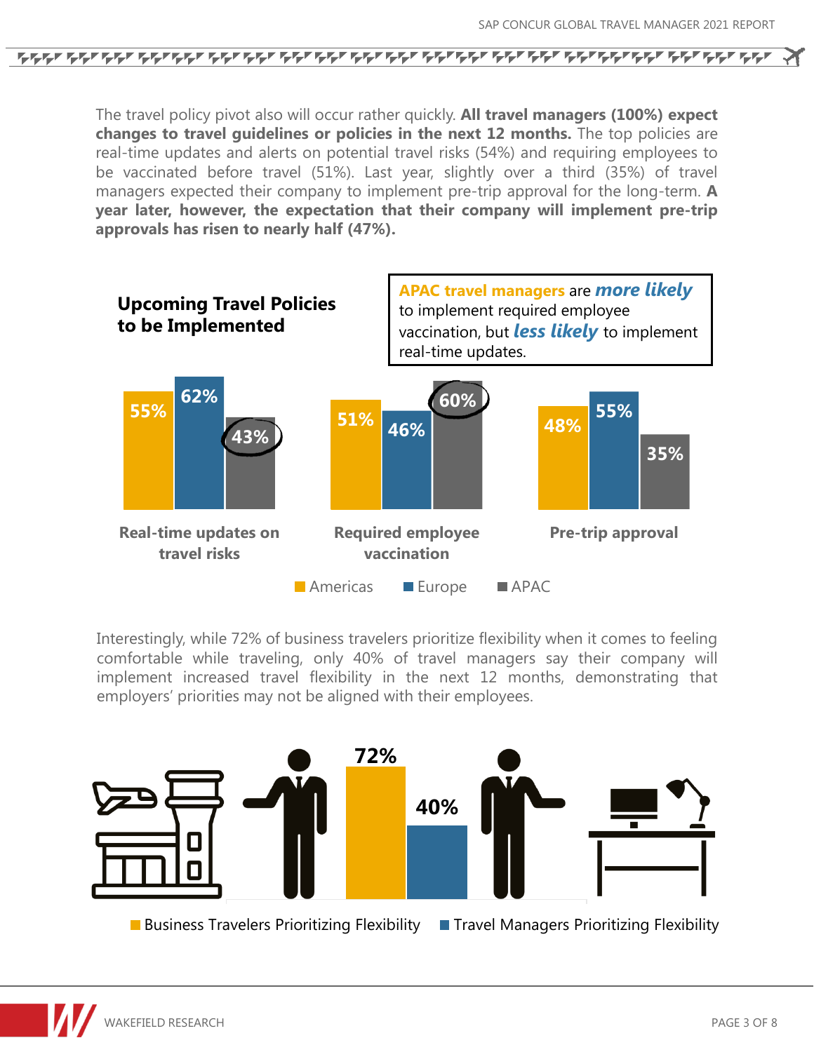The travel policy pivot also will occur rather quickly. **All travel managers (100%) expect changes to travel guidelines or policies in the next 12 months.** The top policies are real-time updates and alerts on potential travel risks (54%) and requiring employees to be vaccinated before travel (51%). Last year, slightly over a third (35%) of travel managers expected their company to implement pre-trip approval for the long-term. **A year later, however, the expectation that their company will implement pre-trip approvals has risen to nearly half (47%).**

## Upcoming Travel Policies to be Implemented

**APAC travel managers** are ***more likely*** to implement required employee vaccination, but ***less likely*** to implement real-time updates.

| | Americas | Europe | APAC |
|---|---|---|---|
| Real-time updates on travel risks | 55% | 62% | 43% |
| Required employee vaccination | 51% | 46% | 60% |
| Pre-trip approval | 48% | 55% | 35% |

Interestingly, while 72% of business travelers prioritize flexibility when it comes to feeling comfortable while traveling, only 40% of travel managers say their company will implement increased travel flexibility in the next 12 months, demonstrating that employers' priorities may not be aligned with their employees.

| | |
|---|---|
| Business Travelers Prioritizing Flexibility | 72% |
| Travel Managers Prioritizing Flexibility | 40% |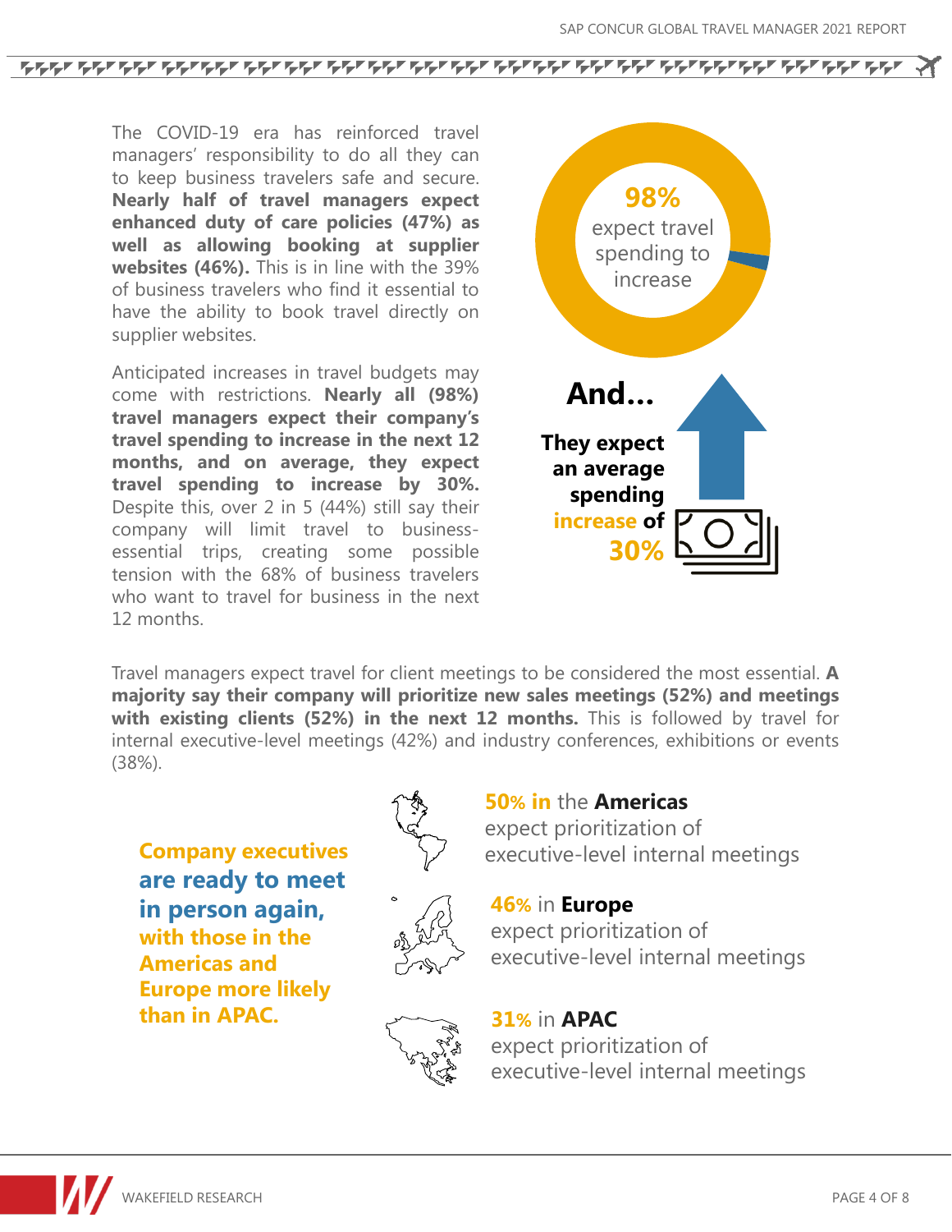The COVID-19 era has reinforced travel managers' responsibility to do all they can to keep business travelers safe and secure. **Nearly half of travel managers expect enhanced duty of care policies (47%) as well as allowing booking at supplier websites (46%).** This is in line with the 39% of business travelers who find it essential to have the ability to book travel directly on supplier websites.

Anticipated increases in travel budgets may come with restrictions. **Nearly all (98%) travel managers expect their company's travel spending to increase in the next 12 months, and on average, they expect travel spending to increase by 30%.** Despite this, over 2 in 5 (44%) still say their company will limit travel to business-essential trips, creating some possible tension with the 68% of business travelers who want to travel for business in the next 12 months.

**98%** expect travel spending to increase

**And...**

**They expect an average spending increase of 30%**

Travel managers expect travel for client meetings to be considered the most essential. **A majority say their company will prioritize new sales meetings (52%) and meetings with existing clients (52%) in the next 12 months.** This is followed by travel for internal executive-level meetings (42%) and industry conferences, exhibitions or events (38%).

**Company executives are ready to meet in person again, with those in the Americas and Europe more likely than in APAC.**

**50% in** the **Americas** expect prioritization of executive-level internal meetings

**46%** in **Europe** expect prioritization of executive-level internal meetings

**31%** in **APAC** expect prioritization of executive-level internal meetings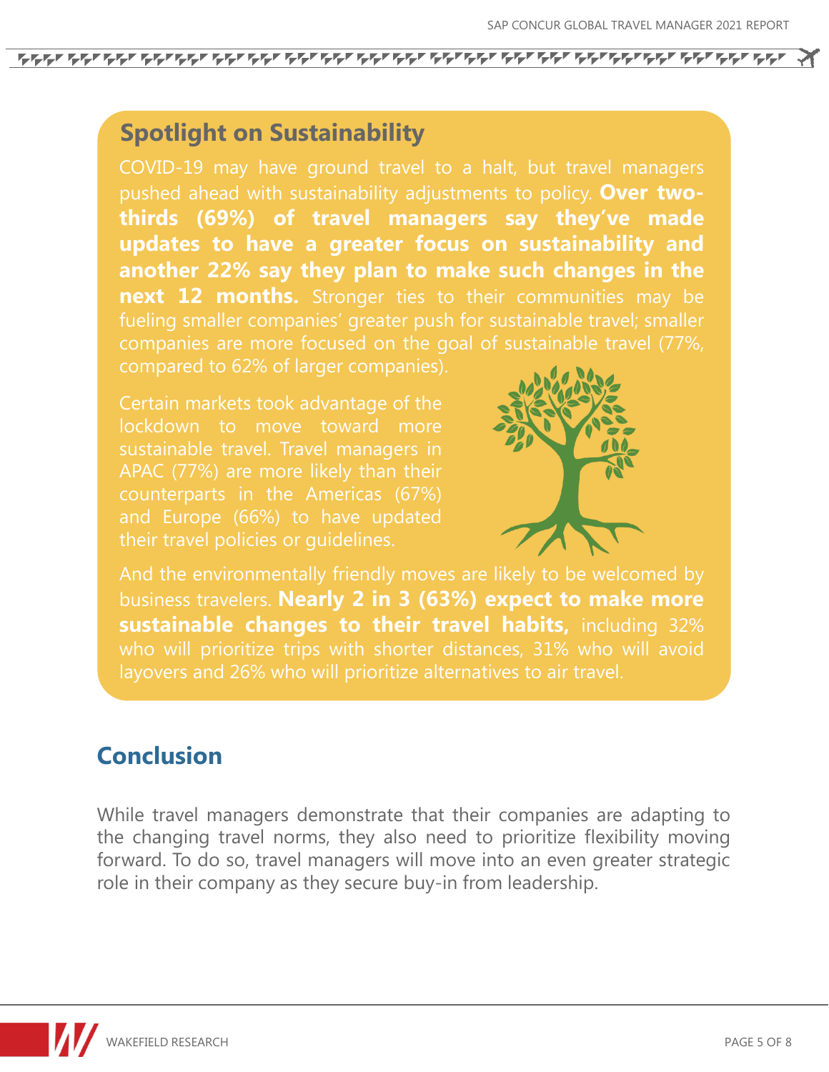## Spotlight on Sustainability

COVID-19 may have ground travel to a halt, but travel managers pushed ahead with sustainability adjustments to policy. **Over two-thirds (69%) of travel managers say they've made updates to have a greater focus on sustainability and another 22% say they plan to make such changes in the next 12 months.** Stronger ties to their communities may be fueling smaller companies' greater push for sustainable travel; smaller companies are more focused on the goal of sustainable travel (77%, compared to 62% of larger companies).

Certain markets took advantage of the lockdown to move toward more sustainable travel. Travel managers in APAC (77%) are more likely than their counterparts in the Americas (67%) and Europe (66%) to have updated their travel policies or guidelines.

And the environmentally friendly moves are likely to be welcomed by business travelers. **Nearly 2 in 3 (63%) expect to make more sustainable changes to their travel habits,** including 32% who will prioritize trips with shorter distances, 31% who will avoid layovers and 26% who will prioritize alternatives to air travel.

## Conclusion

While travel managers demonstrate that their companies are adapting to the changing travel norms, they also need to prioritize flexibility moving forward. To do so, travel managers will move into an even greater strategic role in their company as they secure buy-in from leadership.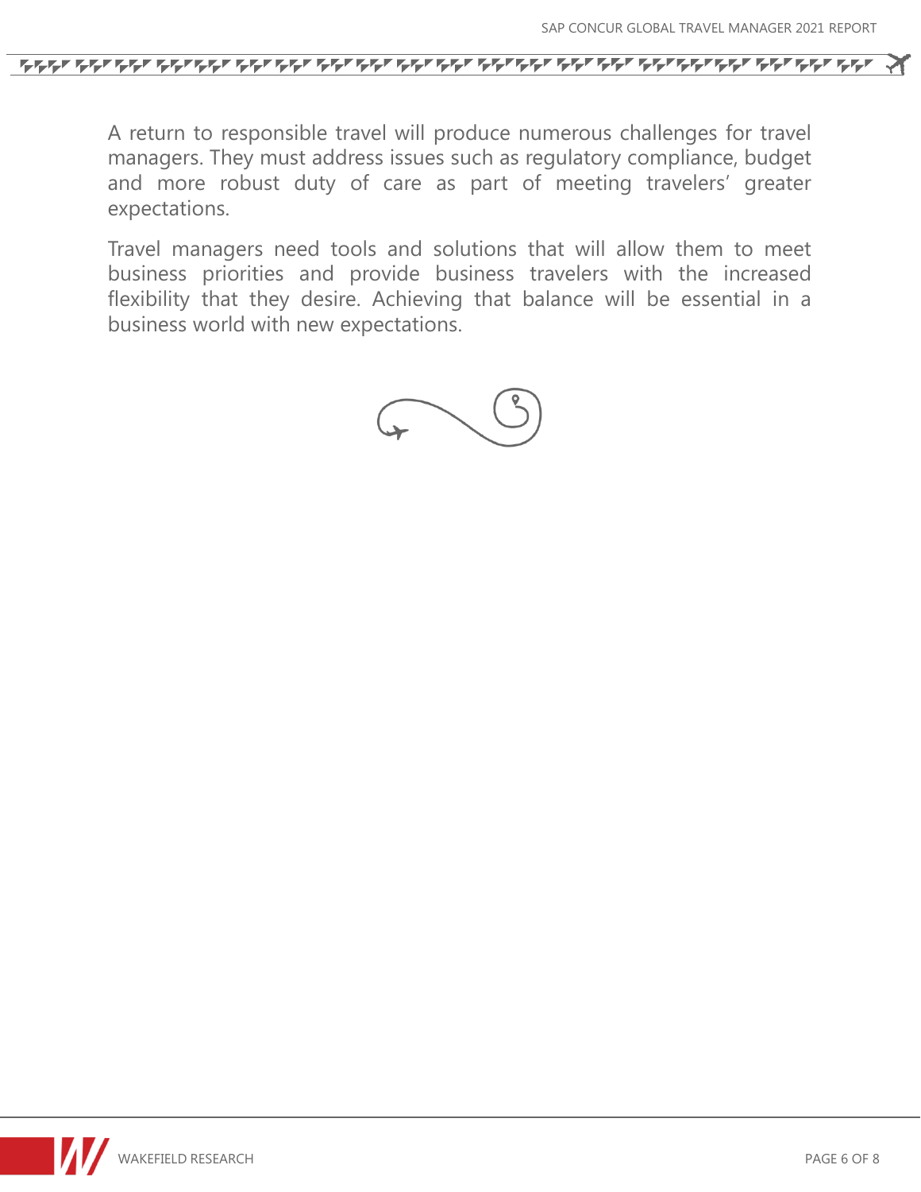A return to responsible travel will produce numerous challenges for travel managers. They must address issues such as regulatory compliance, budget and more robust duty of care as part of meeting travelers' greater expectations.

Travel managers need tools and solutions that will allow them to meet business priorities and provide business travelers with the increased flexibility that they desire. Achieving that balance will be essential in a business world with new expectations.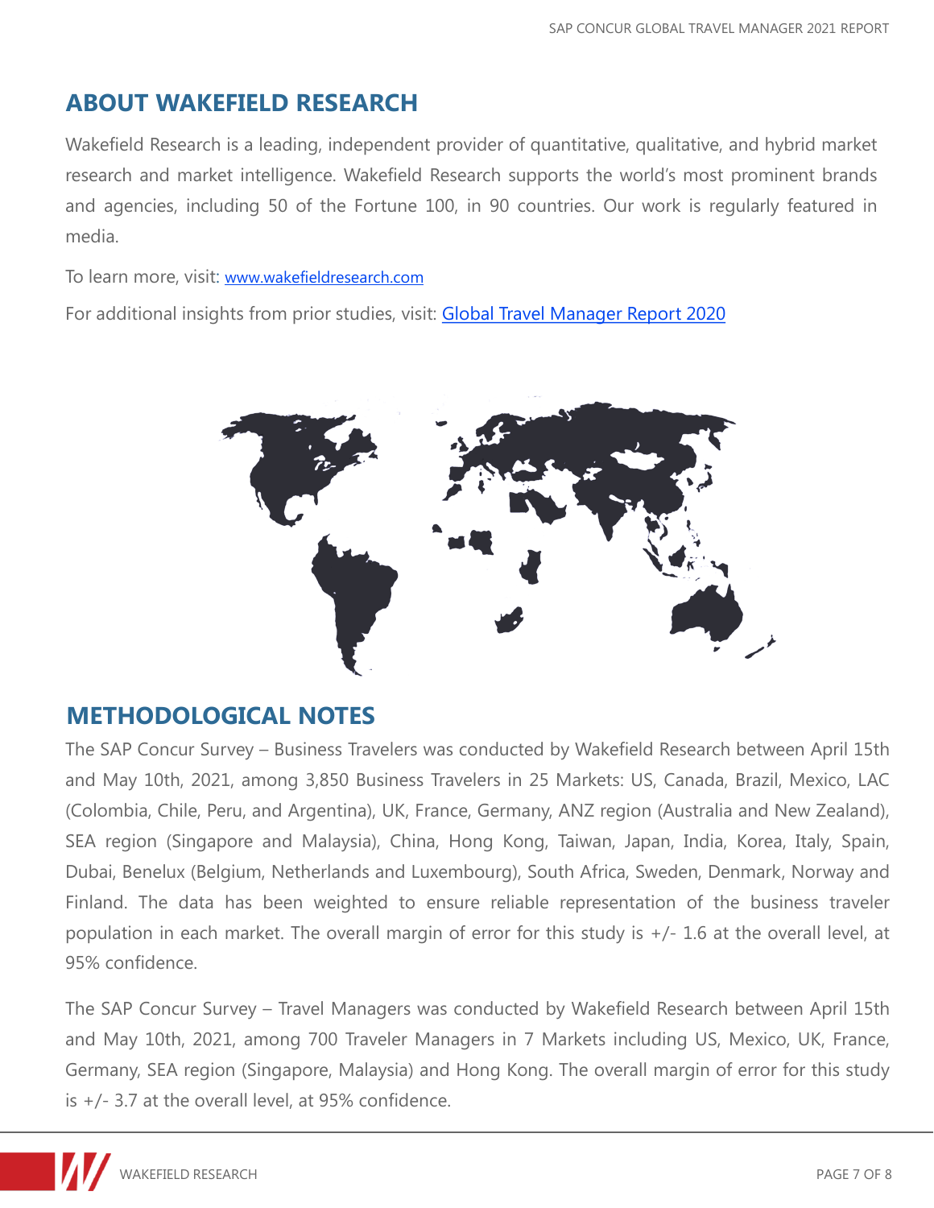## ABOUT WAKEFIELD RESEARCH

Wakefield Research is a leading, independent provider of quantitative, qualitative, and hybrid market research and market intelligence. Wakefield Research supports the world's most prominent brands and agencies, including 50 of the Fortune 100, in 90 countries. Our work is regularly featured in media.

To learn more, visit: [www.wakefieldresearch.com](http://www.wakefieldresearch.com)

For additional insights from prior studies, visit: [Global Travel Manager Report 2020]()

## METHODOLOGICAL NOTES

The SAP Concur Survey – Business Travelers was conducted by Wakefield Research between April 15th and May 10th, 2021, among 3,850 Business Travelers in 25 Markets: US, Canada, Brazil, Mexico, LAC (Colombia, Chile, Peru, and Argentina), UK, France, Germany, ANZ region (Australia and New Zealand), SEA region (Singapore and Malaysia), China, Hong Kong, Taiwan, Japan, India, Korea, Italy, Spain, Dubai, Benelux (Belgium, Netherlands and Luxembourg), South Africa, Sweden, Denmark, Norway and Finland. The data has been weighted to ensure reliable representation of the business traveler population in each market. The overall margin of error for this study is +/- 1.6 at the overall level, at 95% confidence.

The SAP Concur Survey – Travel Managers was conducted by Wakefield Research between April 15th and May 10th, 2021, among 700 Traveler Managers in 7 Markets including US, Mexico, UK, France, Germany, SEA region (Singapore, Malaysia) and Hong Kong. The overall margin of error for this study is +/- 3.7 at the overall level, at 95% confidence.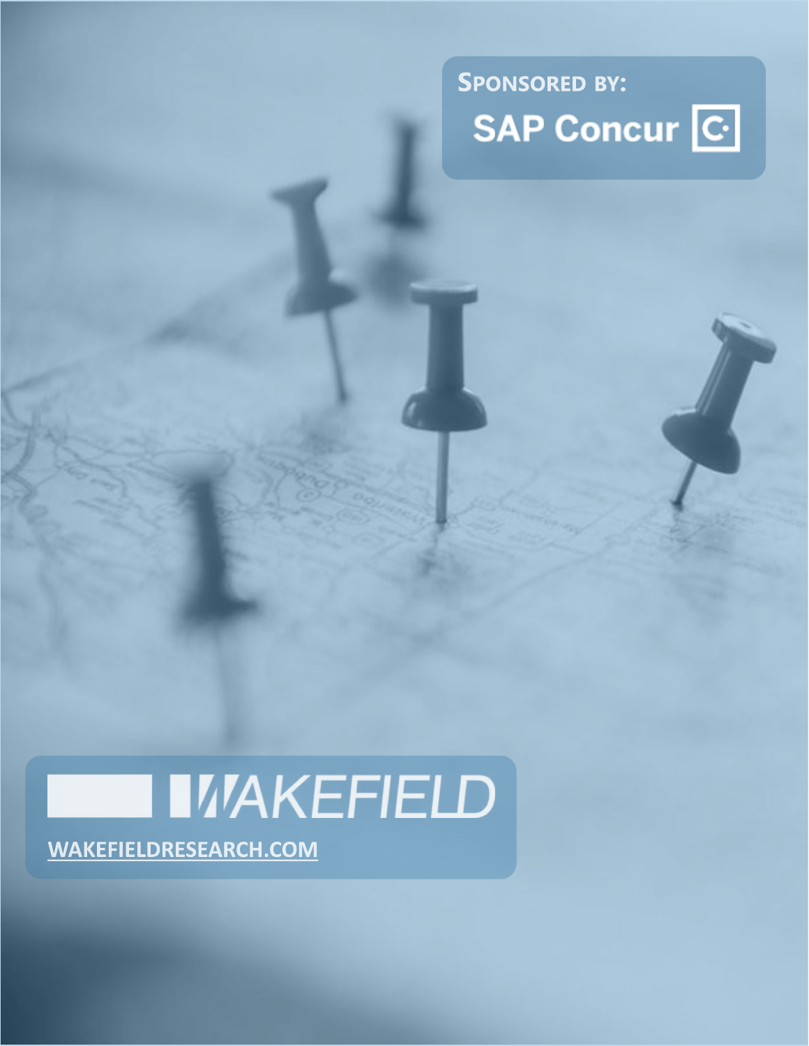Sponsored by:

SAP Concur

WAKEFIELD

WAKEFIELDRESEARCH.COM